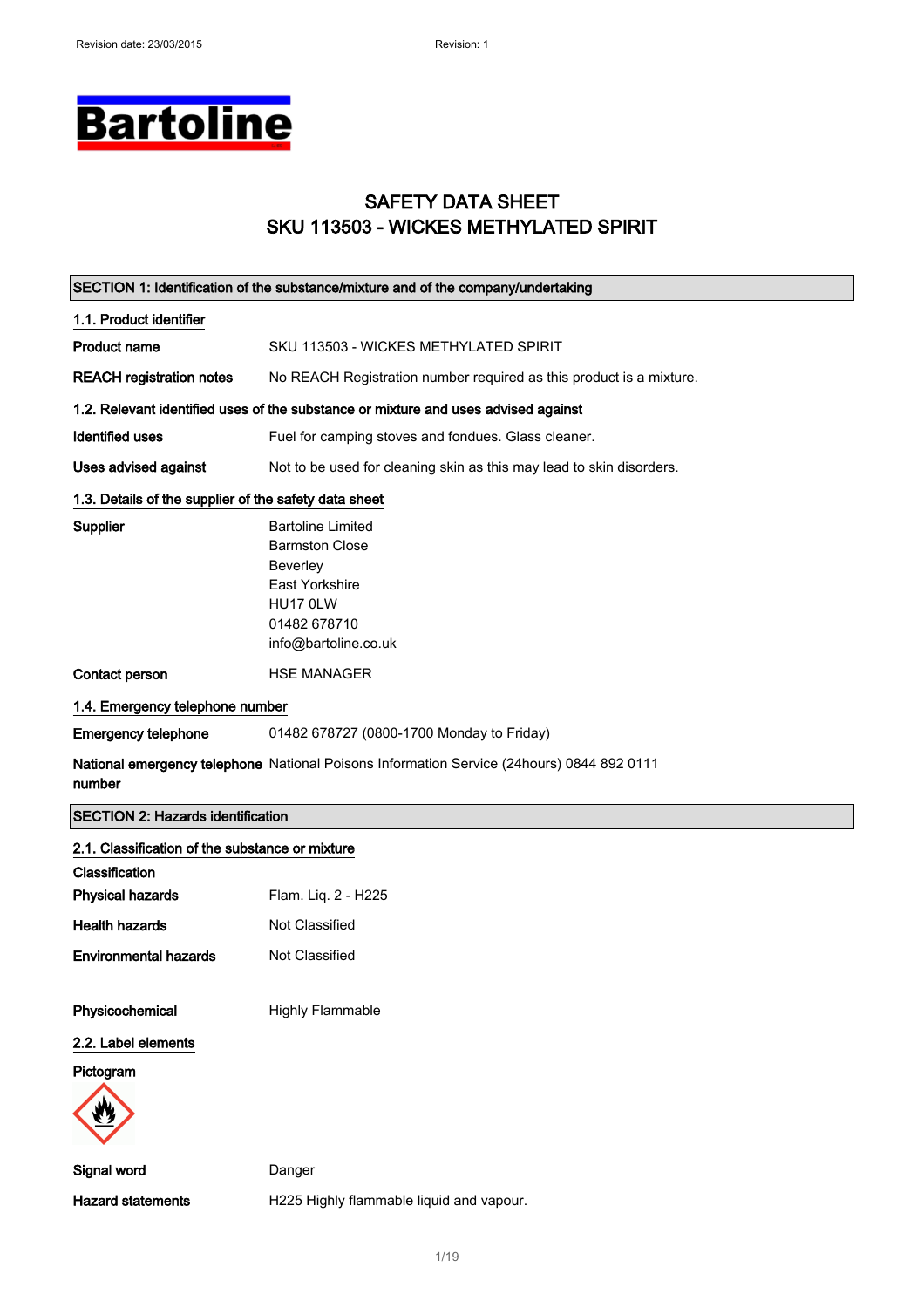# SAFETY DATA SHEET
# SKU 113503 - WICKES METHYLATED SPIRIT

## SECTION 1: Identification of the substance/mixture and of the company/undertaking

### 1.1. Product identifier

**Product name** SKU 113503 - WICKES METHYLATED SPIRIT

**REACH registration notes** No REACH Registration number required as this product is a mixture.

### 1.2. Relevant identified uses of the substance or mixture and uses advised against

**Identified uses** Fuel for camping stoves and fondues. Glass cleaner.

**Uses advised against** Not to be used for cleaning skin as this may lead to skin disorders.

### 1.3. Details of the supplier of the safety data sheet

**Supplier**
Bartoline Limited
Barmston Close
Beverley
East Yorkshire
HU17 0LW
01482 678710
info@bartoline.co.uk

**Contact person** HSE MANAGER

### 1.4. Emergency telephone number

**Emergency telephone** 01482 678727 (0800-1700 Monday to Friday)

**National emergency telephone number** National Poisons Information Service (24hours) 0844 892 0111

## SECTION 2: Hazards identification

### 2.1. Classification of the substance or mixture

**Classification**

**Physical hazards** Flam. Liq. 2 - H225

**Health hazards** Not Classified

**Environmental hazards** Not Classified

**Physicochemical** Highly Flammable

### 2.2. Label elements

**Pictogram**

**Signal word** Danger

**Hazard statements** H225 Highly flammable liquid and vapour.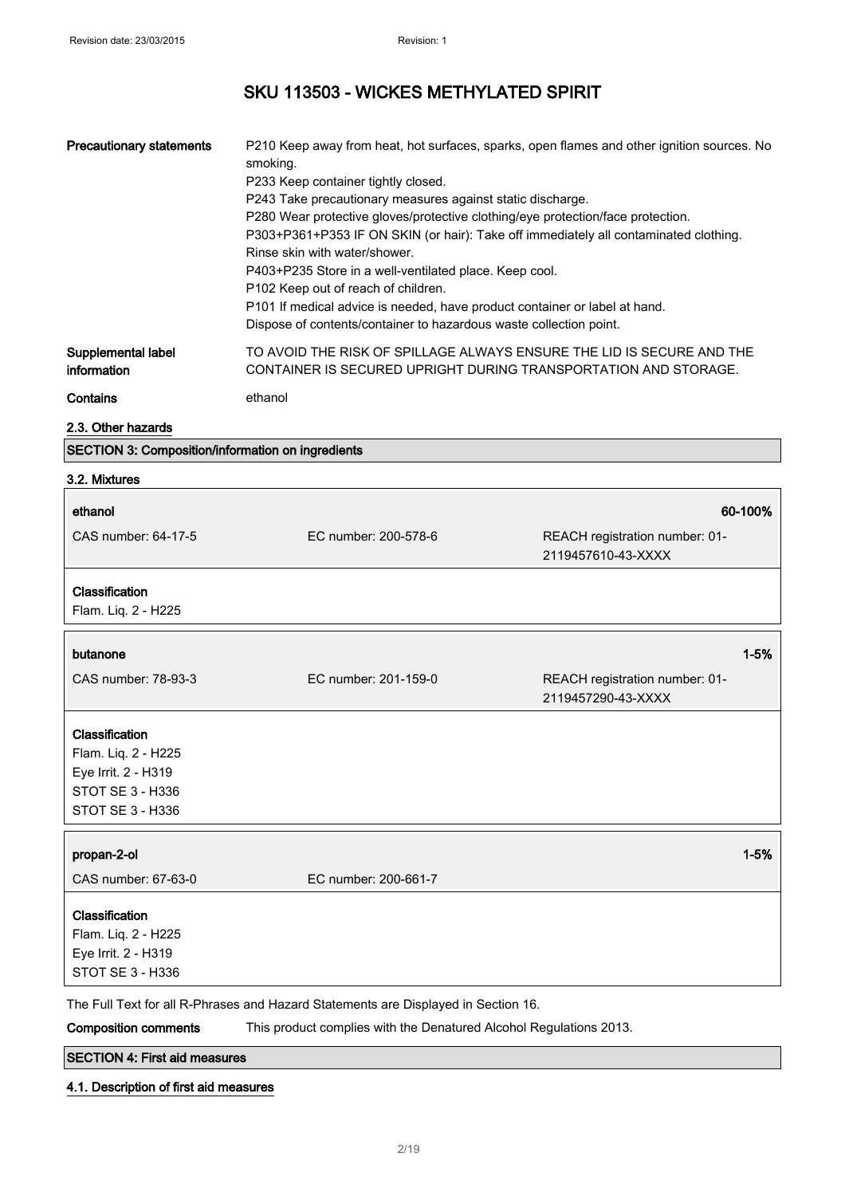| | |
|---|---|
| **Precautionary statements** | P210 Keep away from heat, hot surfaces, sparks, open flames and other ignition sources. No smoking.<br>P233 Keep container tightly closed.<br>P243 Take precautionary measures against static discharge.<br>P280 Wear protective gloves/protective clothing/eye protection/face protection.<br>P303+P361+P353 IF ON SKIN (or hair): Take off immediately all contaminated clothing. Rinse skin with water/shower.<br>P403+P235 Store in a well-ventilated place. Keep cool.<br>P102 Keep out of reach of children.<br>P101 If medical advice is needed, have product container or label at hand.<br>Dispose of contents/container to hazardous waste collection point. |
| **Supplemental label information** | TO AVOID THE RISK OF SPILLAGE ALWAYS ENSURE THE LID IS SECURE AND THE CONTAINER IS SECURED UPRIGHT DURING TRANSPORTATION AND STORAGE. |
| **Contains** | ethanol |

### 2.3. Other hazards

## SECTION 3: Composition/information on ingredients

### 3.2. Mixtures

| | | |
|---|---|---|
| **ethanol** | | **60-100%** |
| CAS number: 64-17-5 | EC number: 200-578-6 | REACH registration number: 01-2119457610-43-XXXX |

**Classification**
Flam. Liq. 2 - H225

| | | |
|---|---|---|
| **butanone** | | **1-5%** |
| CAS number: 78-93-3 | EC number: 201-159-0 | REACH registration number: 01-2119457290-43-XXXX |

**Classification**
Flam. Liq. 2 - H225
Eye Irrit. 2 - H319
STOT SE 3 - H336
STOT SE 3 - H336

| | | |
|---|---|---|
| **propan-2-ol** | | **1-5%** |
| CAS number: 67-63-0 | EC number: 200-661-7 | |

**Classification**
Flam. Liq. 2 - H225
Eye Irrit. 2 - H319
STOT SE 3 - H336

The Full Text for all R-Phrases and Hazard Statements are Displayed in Section 16.

**Composition comments** This product complies with the Denatured Alcohol Regulations 2013.

## SECTION 4: First aid measures

### 4.1. Description of first aid measures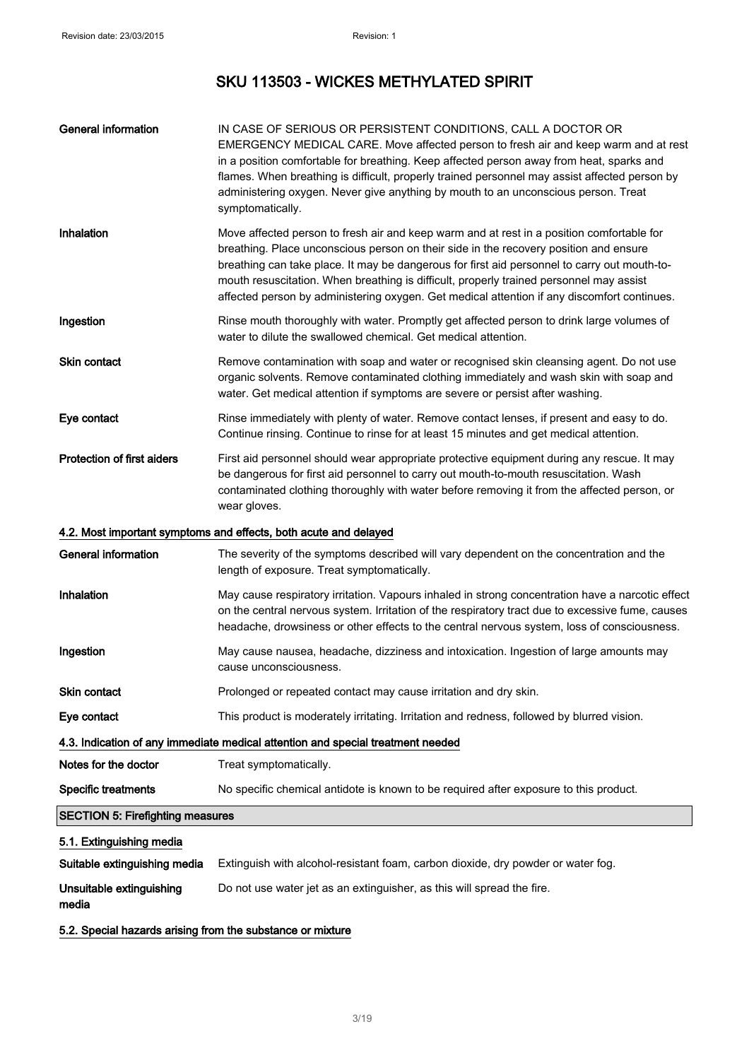| | |
|---|---|
| **General information** | IN CASE OF SERIOUS OR PERSISTENT CONDITIONS, CALL A DOCTOR OR EMERGENCY MEDICAL CARE. Move affected person to fresh air and keep warm and at rest in a position comfortable for breathing. Keep affected person away from heat, sparks and flames. When breathing is difficult, properly trained personnel may assist affected person by administering oxygen. Never give anything by mouth to an unconscious person. Treat symptomatically. |
| **Inhalation** | Move affected person to fresh air and keep warm and at rest in a position comfortable for breathing. Place unconscious person on their side in the recovery position and ensure breathing can take place. It may be dangerous for first aid personnel to carry out mouth-to-mouth resuscitation. When breathing is difficult, properly trained personnel may assist affected person by administering oxygen. Get medical attention if any discomfort continues. |
| **Ingestion** | Rinse mouth thoroughly with water. Promptly get affected person to drink large volumes of water to dilute the swallowed chemical. Get medical attention. |
| **Skin contact** | Remove contamination with soap and water or recognised skin cleansing agent. Do not use organic solvents. Remove contaminated clothing immediately and wash skin with soap and water. Get medical attention if symptoms are severe or persist after washing. |
| **Eye contact** | Rinse immediately with plenty of water. Remove contact lenses, if present and easy to do. Continue rinsing. Continue to rinse for at least 15 minutes and get medical attention. |
| **Protection of first aiders** | First aid personnel should wear appropriate protective equipment during any rescue. It may be dangerous for first aid personnel to carry out mouth-to-mouth resuscitation. Wash contaminated clothing thoroughly with water before removing it from the affected person, or wear gloves. |

### 4.2. Most important symptoms and effects, both acute and delayed

| | |
|---|---|
| **General information** | The severity of the symptoms described will vary dependent on the concentration and the length of exposure. Treat symptomatically. |
| **Inhalation** | May cause respiratory irritation. Vapours inhaled in strong concentration have a narcotic effect on the central nervous system. Irritation of the respiratory tract due to excessive fume, causes headache, drowsiness or other effects to the central nervous system, loss of consciousness. |
| **Ingestion** | May cause nausea, headache, dizziness and intoxication. Ingestion of large amounts may cause unconsciousness. |
| **Skin contact** | Prolonged or repeated contact may cause irritation and dry skin. |
| **Eye contact** | This product is moderately irritating. Irritation and redness, followed by blurred vision. |

### 4.3. Indication of any immediate medical attention and special treatment needed

| | |
|---|---|
| **Notes for the doctor** | Treat symptomatically. |
| **Specific treatments** | No specific chemical antidote is known to be required after exposure to this product. |

## SECTION 5: Firefighting measures

### 5.1. Extinguishing media

| | |
|---|---|
| **Suitable extinguishing media** | Extinguish with alcohol-resistant foam, carbon dioxide, dry powder or water fog. |
| **Unsuitable extinguishing media** | Do not use water jet as an extinguisher, as this will spread the fire. |

### 5.2. Special hazards arising from the substance or mixture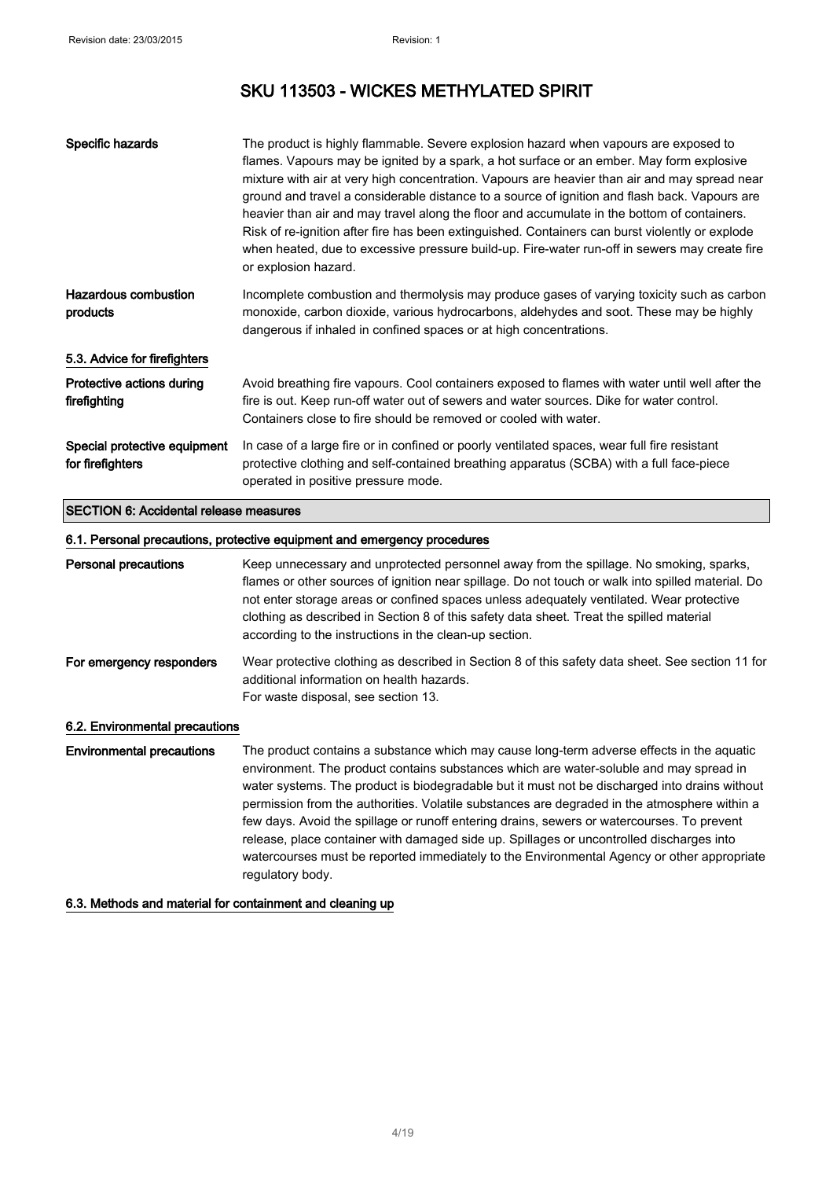| | |
|---|---|
| **Specific hazards** | The product is highly flammable. Severe explosion hazard when vapours are exposed to flames. Vapours may be ignited by a spark, a hot surface or an ember. May form explosive mixture with air at very high concentration. Vapours are heavier than air and may spread near ground and travel a considerable distance to a source of ignition and flash back. Vapours are heavier than air and may travel along the floor and accumulate in the bottom of containers. Risk of re-ignition after fire has been extinguished. Containers can burst violently or explode when heated, due to excessive pressure build-up. Fire-water run-off in sewers may create fire or explosion hazard. |
| **Hazardous combustion products** | Incomplete combustion and thermolysis may produce gases of varying toxicity such as carbon monoxide, carbon dioxide, various hydrocarbons, aldehydes and soot. These may be highly dangerous if inhaled in confined spaces or at high concentrations. |

### 5.3. Advice for firefighters

| | |
|---|---|
| **Protective actions during firefighting** | Avoid breathing fire vapours. Cool containers exposed to flames with water until well after the fire is out. Keep run-off water out of sewers and water sources. Dike for water control. Containers close to fire should be removed or cooled with water. |
| **Special protective equipment for firefighters** | In case of a large fire or in confined or poorly ventilated spaces, wear full fire resistant protective clothing and self-contained breathing apparatus (SCBA) with a full face-piece operated in positive pressure mode. |

## SECTION 6: Accidental release measures

### 6.1. Personal precautions, protective equipment and emergency procedures

| | |
|---|---|
| **Personal precautions** | Keep unnecessary and unprotected personnel away from the spillage. No smoking, sparks, flames or other sources of ignition near spillage. Do not touch or walk into spilled material. Do not enter storage areas or confined spaces unless adequately ventilated. Wear protective clothing as described in Section 8 of this safety data sheet. Treat the spilled material according to the instructions in the clean-up section. |
| **For emergency responders** | Wear protective clothing as described in Section 8 of this safety data sheet. See section 11 for additional information on health hazards.<br>For waste disposal, see section 13. |

### 6.2. Environmental precautions

| | |
|---|---|
| **Environmental precautions** | The product contains a substance which may cause long-term adverse effects in the aquatic environment. The product contains substances which are water-soluble and may spread in water systems. The product is biodegradable but it must not be discharged into drains without permission from the authorities. Volatile substances are degraded in the atmosphere within a few days. Avoid the spillage or runoff entering drains, sewers or watercourses. To prevent release, place container with damaged side up. Spillages or uncontrolled discharges into watercourses must be reported immediately to the Environmental Agency or other appropriate regulatory body. |

### 6.3. Methods and material for containment and cleaning up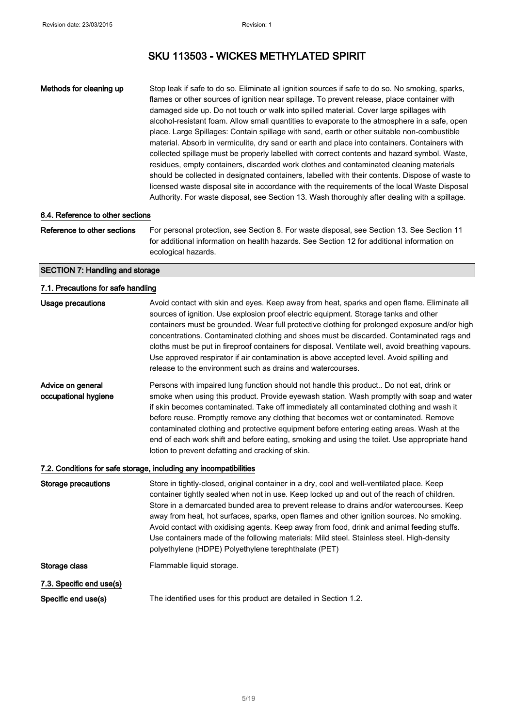# SKU 113503 - WICKES METHYLATED SPIRIT

| | |
|---|---|
| **Methods for cleaning up** | Stop leak if safe to do so. Eliminate all ignition sources if safe to do so. No smoking, sparks, flames or other sources of ignition near spillage. To prevent release, place container with damaged side up. Do not touch or walk into spilled material. Cover large spillages with alcohol-resistant foam. Allow small quantities to evaporate to the atmosphere in a safe, open place. Large Spillages: Contain spillage with sand, earth or other suitable non-combustible material. Absorb in vermiculite, dry sand or earth and place into containers. Containers with collected spillage must be properly labelled with correct contents and hazard symbol. Waste, residues, empty containers, discarded work clothes and contaminated cleaning materials should be collected in designated containers, labelled with their contents. Dispose of waste to licensed waste disposal site in accordance with the requirements of the local Waste Disposal Authority. For waste disposal, see Section 13. Wash thoroughly after dealing with a spillage. |

### 6.4. Reference to other sections

| | |
|---|---|
| **Reference to other sections** | For personal protection, see Section 8. For waste disposal, see Section 13. See Section 11 for additional information on health hazards. See Section 12 for additional information on ecological hazards. |

## SECTION 7: Handling and storage

### 7.1. Precautions for safe handling

| | |
|---|---|
| **Usage precautions** | Avoid contact with skin and eyes. Keep away from heat, sparks and open flame. Eliminate all sources of ignition. Use explosion proof electric equipment. Storage tanks and other containers must be grounded. Wear full protective clothing for prolonged exposure and/or high concentrations. Contaminated clothing and shoes must be discarded. Contaminated rags and cloths must be put in fireproof containers for disposal. Ventilate well, avoid breathing vapours. Use approved respirator if air contamination is above accepted level. Avoid spilling and release to the environment such as drains and watercourses. |
| **Advice on general occupational hygiene** | Persons with impaired lung function should not handle this product.. Do not eat, drink or smoke when using this product. Provide eyewash station. Wash promptly with soap and water if skin becomes contaminated. Take off immediately all contaminated clothing and wash it before reuse. Promptly remove any clothing that becomes wet or contaminated. Remove contaminated clothing and protective equipment before entering eating areas. Wash at the end of each work shift and before eating, smoking and using the toilet. Use appropriate hand lotion to prevent defatting and cracking of skin. |

### 7.2. Conditions for safe storage, including any incompatibilities

| | |
|---|---|
| **Storage precautions** | Store in tightly-closed, original container in a dry, cool and well-ventilated place. Keep container tightly sealed when not in use. Keep locked up and out of the reach of children. Store in a demarcated bunded area to prevent release to drains and/or watercourses. Keep away from heat, hot surfaces, sparks, open flames and other ignition sources. No smoking. Avoid contact with oxidising agents. Keep away from food, drink and animal feeding stuffs. Use containers made of the following materials: Mild steel. Stainless steel. High-density polyethylene (HDPE) Polyethylene terephthalate (PET) |
| **Storage class** | Flammable liquid storage. |

### 7.3. Specific end use(s)

| | |
|---|---|
| **Specific end use(s)** | The identified uses for this product are detailed in Section 1.2. |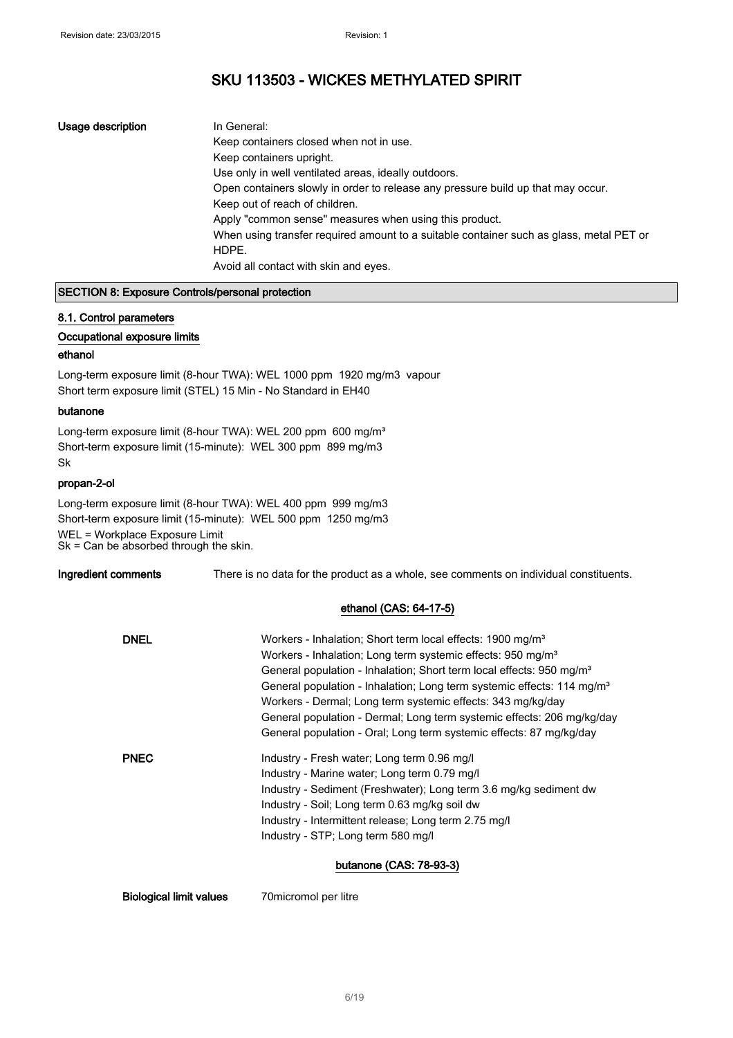| | |
|---|---|
| **Usage description** | In General:<br>Keep containers closed when not in use.<br>Keep containers upright.<br>Use only in well ventilated areas, ideally outdoors.<br>Open containers slowly in order to release any pressure build up that may occur.<br>Keep out of reach of children.<br>Apply "common sense" measures when using this product.<br>When using transfer required amount to a suitable container such as glass, metal PET or HDPE.<br>Avoid all contact with skin and eyes. |

## SECTION 8: Exposure Controls/personal protection

### 8.1. Control parameters

#### Occupational exposure limits

**ethanol**

Long-term exposure limit (8-hour TWA): WEL 1000 ppm 1920 mg/m3 vapour
Short term exposure limit (STEL) 15 Min - No Standard in EH40

**butanone**

Long-term exposure limit (8-hour TWA): WEL 200 ppm 600 mg/m³
Short-term exposure limit (15-minute): WEL 300 ppm 899 mg/m3
Sk

**propan-2-ol**

Long-term exposure limit (8-hour TWA): WEL 400 ppm 999 mg/m3
Short-term exposure limit (15-minute): WEL 500 ppm 1250 mg/m3
WEL = Workplace Exposure Limit
Sk = Can be absorbed through the skin.

**Ingredient comments** There is no data for the product as a whole, see comments on individual constituents.

**ethanol (CAS: 64-17-5)**

| | |
|---|---|
| **DNEL** | Workers - Inhalation; Short term local effects: 1900 mg/m³<br>Workers - Inhalation; Long term systemic effects: 950 mg/m³<br>General population - Inhalation; Short term local effects: 950 mg/m³<br>General population - Inhalation; Long term systemic effects: 114 mg/m³<br>Workers - Dermal; Long term systemic effects: 343 mg/kg/day<br>General population - Dermal; Long term systemic effects: 206 mg/kg/day<br>General population - Oral; Long term systemic effects: 87 mg/kg/day |
| **PNEC** | Industry - Fresh water; Long term 0.96 mg/l<br>Industry - Marine water; Long term 0.79 mg/l<br>Industry - Sediment (Freshwater); Long term 3.6 mg/kg sediment dw<br>Industry - Soil; Long term 0.63 mg/kg soil dw<br>Industry - Intermittent release; Long term 2.75 mg/l<br>Industry - STP; Long term 580 mg/l |

**butanone (CAS: 78-93-3)**

| | |
|---|---|
| **Biological limit values** | 70micromol per litre |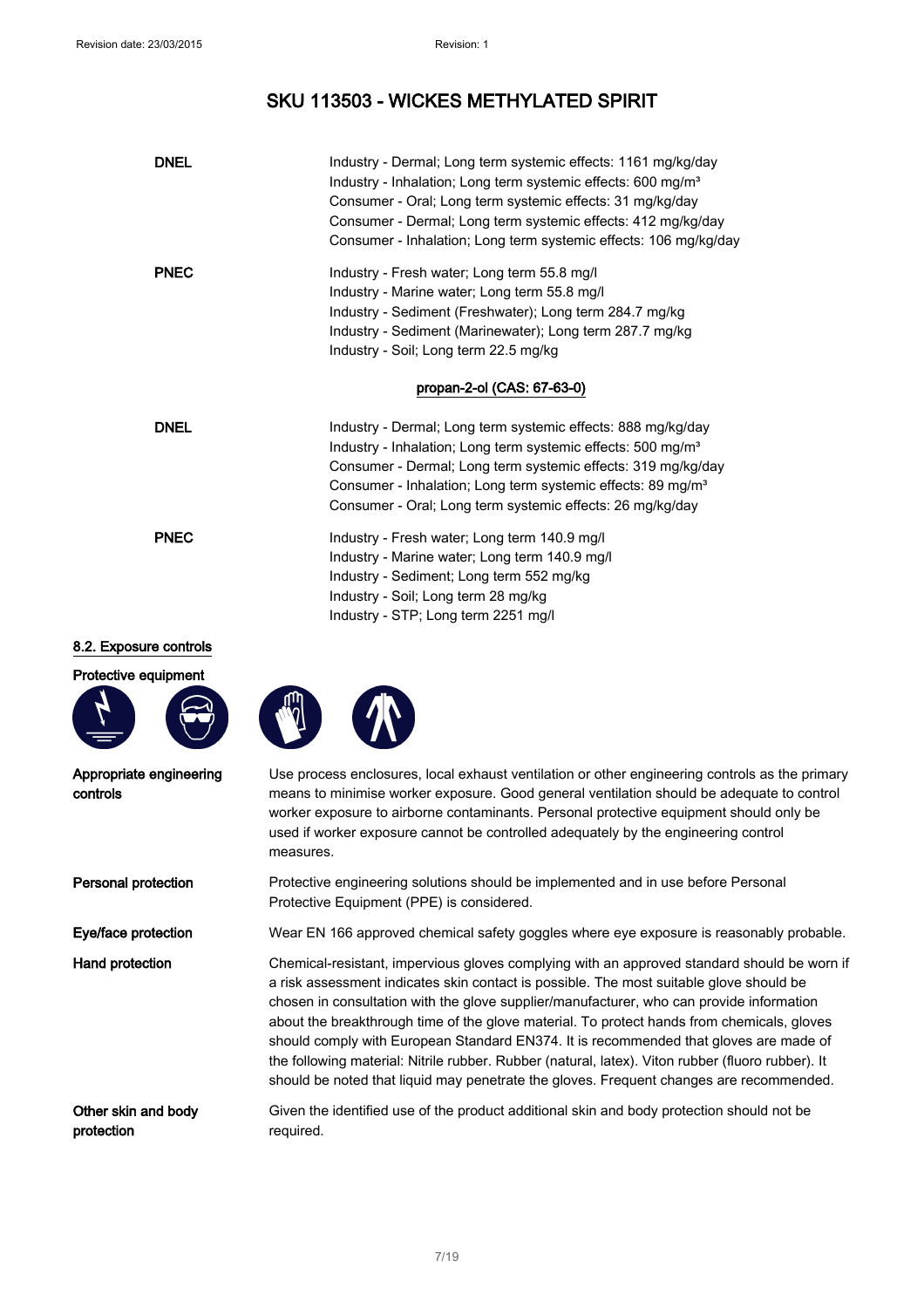# SKU 113503 - WICKES METHYLATED SPIRIT

| | |
|---|---|
| **DNEL** | Industry - Dermal; Long term systemic effects: 1161 mg/kg/day<br>Industry - Inhalation; Long term systemic effects: 600 mg/m³<br>Consumer - Oral; Long term systemic effects: 31 mg/kg/day<br>Consumer - Dermal; Long term systemic effects: 412 mg/kg/day<br>Consumer - Inhalation; Long term systemic effects: 106 mg/kg/day |
| **PNEC** | Industry - Fresh water; Long term 55.8 mg/l<br>Industry - Marine water; Long term 55.8 mg/l<br>Industry - Sediment (Freshwater); Long term 284.7 mg/kg<br>Industry - Sediment (Marinewater); Long term 287.7 mg/kg<br>Industry - Soil; Long term 22.5 mg/kg |

**propan-2-ol (CAS: 67-63-0)**

| | |
|---|---|
| **DNEL** | Industry - Dermal; Long term systemic effects: 888 mg/kg/day<br>Industry - Inhalation; Long term systemic effects: 500 mg/m³<br>Consumer - Dermal; Long term systemic effects: 319 mg/kg/day<br>Consumer - Inhalation; Long term systemic effects: 89 mg/m³<br>Consumer - Oral; Long term systemic effects: 26 mg/kg/day |
| **PNEC** | Industry - Fresh water; Long term 140.9 mg/l<br>Industry - Marine water; Long term 140.9 mg/l<br>Industry - Sediment; Long term 552 mg/kg<br>Industry - Soil; Long term 28 mg/kg<br>Industry - STP; Long term 2251 mg/l |

## 8.2. Exposure controls

**Protective equipment**

| | |
|---|---|
| **Appropriate engineering controls** | Use process enclosures, local exhaust ventilation or other engineering controls as the primary means to minimise worker exposure. Good general ventilation should be adequate to control worker exposure to airborne contaminants. Personal protective equipment should only be used if worker exposure cannot be controlled adequately by the engineering control measures. |
| **Personal protection** | Protective engineering solutions should be implemented and in use before Personal Protective Equipment (PPE) is considered. |
| **Eye/face protection** | Wear EN 166 approved chemical safety goggles where eye exposure is reasonably probable. |
| **Hand protection** | Chemical-resistant, impervious gloves complying with an approved standard should be worn if a risk assessment indicates skin contact is possible. The most suitable glove should be chosen in consultation with the glove supplier/manufacturer, who can provide information about the breakthrough time of the glove material. To protect hands from chemicals, gloves should comply with European Standard EN374. It is recommended that gloves are made of the following material: Nitrile rubber. Rubber (natural, latex). Viton rubber (fluoro rubber). It should be noted that liquid may penetrate the gloves. Frequent changes are recommended. |
| **Other skin and body protection** | Given the identified use of the product additional skin and body protection should not be required. |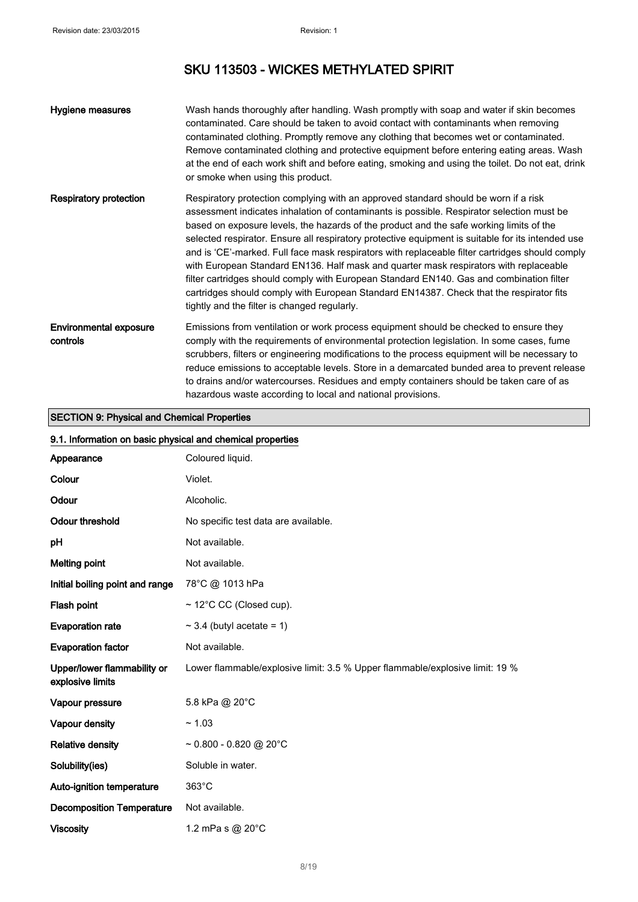| | |
|---|---|
| **Hygiene measures** | Wash hands thoroughly after handling. Wash promptly with soap and water if skin becomes contaminated. Care should be taken to avoid contact with contaminants when removing contaminated clothing. Promptly remove any clothing that becomes wet or contaminated. Remove contaminated clothing and protective equipment before entering eating areas. Wash at the end of each work shift and before eating, smoking and using the toilet. Do not eat, drink or smoke when using this product. |
| **Respiratory protection** | Respiratory protection complying with an approved standard should be worn if a risk assessment indicates inhalation of contaminants is possible. Respirator selection must be based on exposure levels, the hazards of the product and the safe working limits of the selected respirator. Ensure all respiratory protective equipment is suitable for its intended use and is 'CE'-marked. Full face mask respirators with replaceable filter cartridges should comply with European Standard EN136. Half mask and quarter mask respirators with replaceable filter cartridges should comply with European Standard EN140. Gas and combination filter cartridges should comply with European Standard EN14387. Check that the respirator fits tightly and the filter is changed regularly. |
| **Environmental exposure controls** | Emissions from ventilation or work process equipment should be checked to ensure they comply with the requirements of environmental protection legislation. In some cases, fume scrubbers, filters or engineering modifications to the process equipment will be necessary to reduce emissions to acceptable levels. Store in a demarcated bunded area to prevent release to drains and/or watercourses. Residues and empty containers should be taken care of as hazardous waste according to local and national provisions. |

## SECTION 9: Physical and Chemical Properties

### 9.1. Information on basic physical and chemical properties

| | |
|---|---|
| **Appearance** | Coloured liquid. |
| **Colour** | Violet. |
| **Odour** | Alcoholic. |
| **Odour threshold** | No specific test data are available. |
| **pH** | Not available. |
| **Melting point** | Not available. |
| **Initial boiling point and range** | 78°C @ 1013 hPa |
| **Flash point** | ~ 12°C CC (Closed cup). |
| **Evaporation rate** | ~ 3.4 (butyl acetate = 1) |
| **Evaporation factor** | Not available. |
| **Upper/lower flammability or explosive limits** | Lower flammable/explosive limit: 3.5 % Upper flammable/explosive limit: 19 % |
| **Vapour pressure** | 5.8 kPa @ 20°C |
| **Vapour density** | ~ 1.03 |
| **Relative density** | ~ 0.800 - 0.820 @ 20°C |
| **Solubility(ies)** | Soluble in water. |
| **Auto-ignition temperature** | 363°C |
| **Decomposition Temperature** | Not available. |
| **Viscosity** | 1.2 mPa s @ 20°C |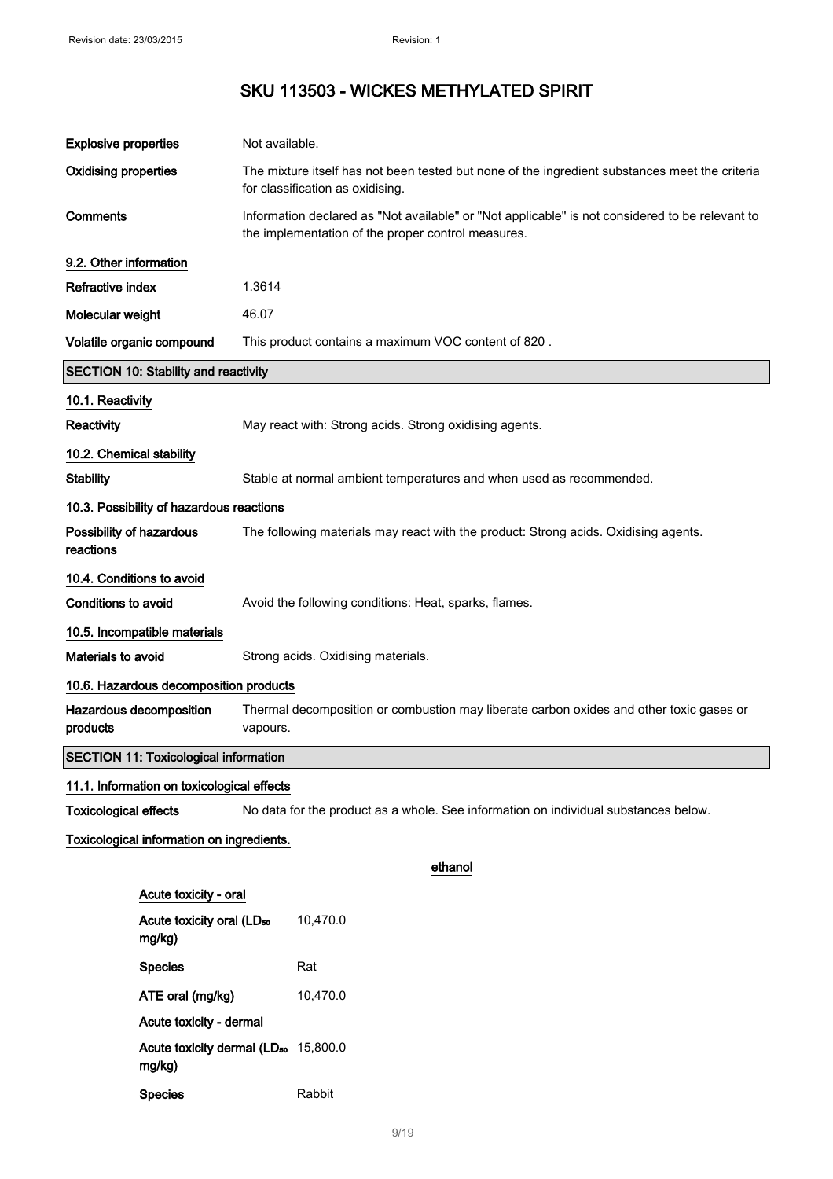# SKU 113503 - WICKES METHYLATED SPIRIT

| | |
|---|---|
| **Explosive properties** | Not available. |
| **Oxidising properties** | The mixture itself has not been tested but none of the ingredient substances meet the criteria for classification as oxidising. |
| **Comments** | Information declared as "Not available" or "Not applicable" is not considered to be relevant to the implementation of the proper control measures. |

**9.2. Other information**

| | |
|---|---|
| **Refractive index** | 1.3614 |
| **Molecular weight** | 46.07 |
| **Volatile organic compound** | This product contains a maximum VOC content of 820 . |

## SECTION 10: Stability and reactivity

**10.1. Reactivity**

| | |
|---|---|
| **Reactivity** | May react with: Strong acids. Strong oxidising agents. |

**10.2. Chemical stability**

| | |
|---|---|
| **Stability** | Stable at normal ambient temperatures and when used as recommended. |

**10.3. Possibility of hazardous reactions**

| | |
|---|---|
| **Possibility of hazardous reactions** | The following materials may react with the product: Strong acids. Oxidising agents. |

**10.4. Conditions to avoid**

| | |
|---|---|
| **Conditions to avoid** | Avoid the following conditions: Heat, sparks, flames. |

**10.5. Incompatible materials**

| | |
|---|---|
| **Materials to avoid** | Strong acids. Oxidising materials. |

**10.6. Hazardous decomposition products**

| | |
|---|---|
| **Hazardous decomposition products** | Thermal decomposition or combustion may liberate carbon oxides and other toxic gases or vapours. |

## SECTION 11: Toxicological information

**11.1. Information on toxicological effects**

| | |
|---|---|
| **Toxicological effects** | No data for the product as a whole. See information on individual substances below. |

**Toxicological information on ingredients.**

**ethanol**

**Acute toxicity - oral**

| | |
|---|---|
| **Acute toxicity oral ($LD_{50}$ mg/kg)** | 10,470.0 |
| **Species** | Rat |
| **ATE oral (mg/kg)** | 10,470.0 |

**Acute toxicity - dermal**

| | |
|---|---|
| **Acute toxicity dermal ($LD_{50}$ mg/kg)** | 15,800.0 |
| **Species** | Rabbit |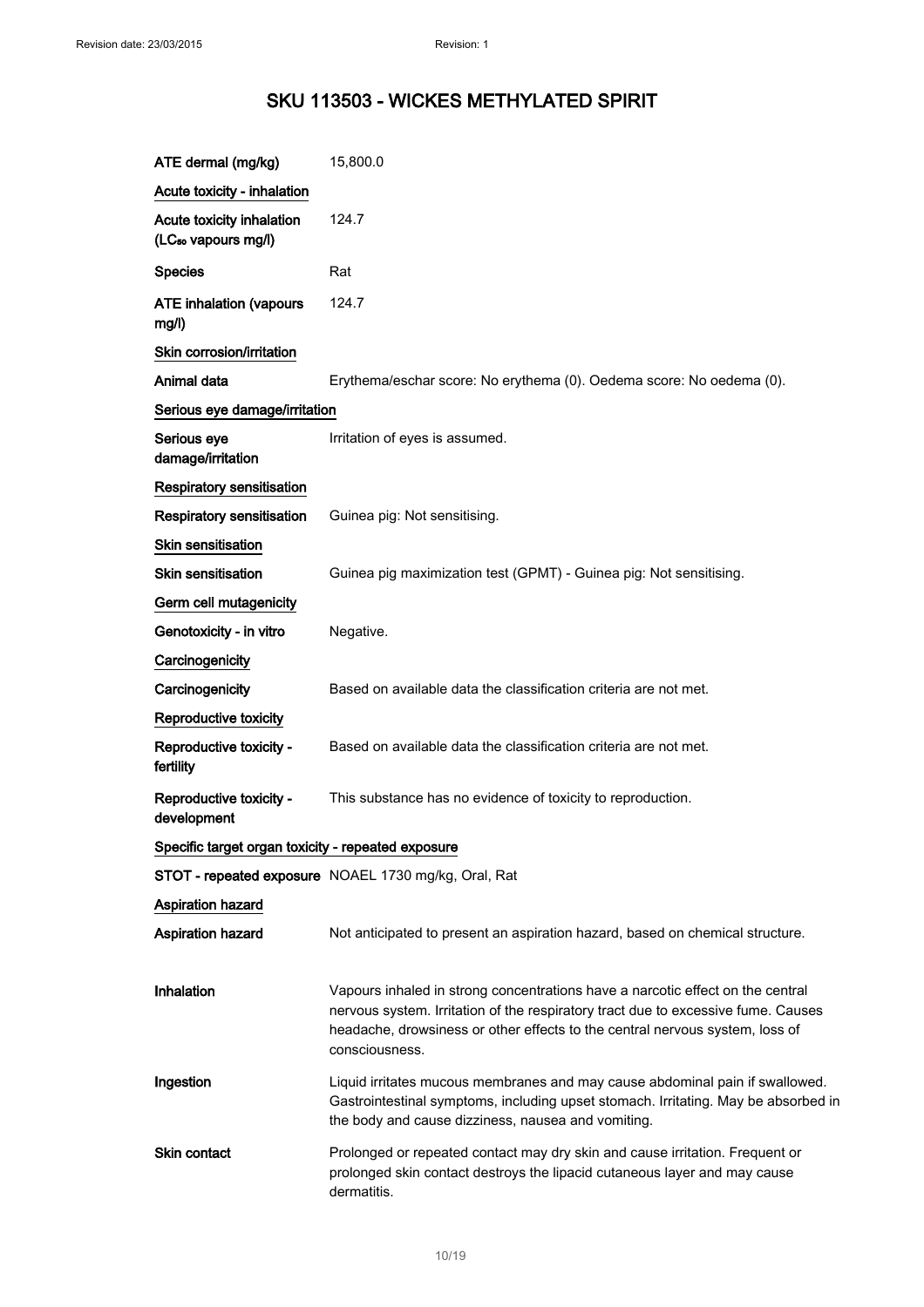# SKU 113503 - WICKES METHYLATED SPIRIT

| | |
|---|---|
| ATE dermal (mg/kg) | 15,800.0 |

<u>Acute toxicity - inhalation</u>

| | |
|---|---|
| Acute toxicity inhalation ($LC_{50}$ vapours mg/l) | 124.7 |
| Species | Rat |
| ATE inhalation (vapours mg/l) | 124.7 |

<u>Skin corrosion/irritation</u>

| | |
|---|---|
| Animal data | Erythema/eschar score: No erythema (0). Oedema score: No oedema (0). |

<u>Serious eye damage/irritation</u>

| | |
|---|---|
| Serious eye damage/irritation | Irritation of eyes is assumed. |

<u>Respiratory sensitisation</u>

| | |
|---|---|
| Respiratory sensitisation | Guinea pig: Not sensitising. |

<u>Skin sensitisation</u>

| | |
|---|---|
| Skin sensitisation | Guinea pig maximization test (GPMT) - Guinea pig: Not sensitising. |

<u>Germ cell mutagenicity</u>

| | |
|---|---|
| Genotoxicity - in vitro | Negative. |

<u>Carcinogenicity</u>

| | |
|---|---|
| Carcinogenicity | Based on available data the classification criteria are not met. |

<u>Reproductive toxicity</u>

| | |
|---|---|
| Reproductive toxicity - fertility | Based on available data the classification criteria are not met. |
| Reproductive toxicity - development | This substance has no evidence of toxicity to reproduction. |

<u>Specific target organ toxicity - repeated exposure</u>

| | |
|---|---|
| STOT - repeated exposure | NOAEL 1730 mg/kg, Oral, Rat |

<u>Aspiration hazard</u>

| | |
|---|---|
| Aspiration hazard | Not anticipated to present an aspiration hazard, based on chemical structure. |
| Inhalation | Vapours inhaled in strong concentrations have a narcotic effect on the central nervous system. Irritation of the respiratory tract due to excessive fume. Causes headache, drowsiness or other effects to the central nervous system, loss of consciousness. |
| Ingestion | Liquid irritates mucous membranes and may cause abdominal pain if swallowed. Gastrointestinal symptoms, including upset stomach. Irritating. May be absorbed in the body and cause dizziness, nausea and vomiting. |
| Skin contact | Prolonged or repeated contact may dry skin and cause irritation. Frequent or prolonged skin contact destroys the lipacid cutaneous layer and may cause dermatitis. |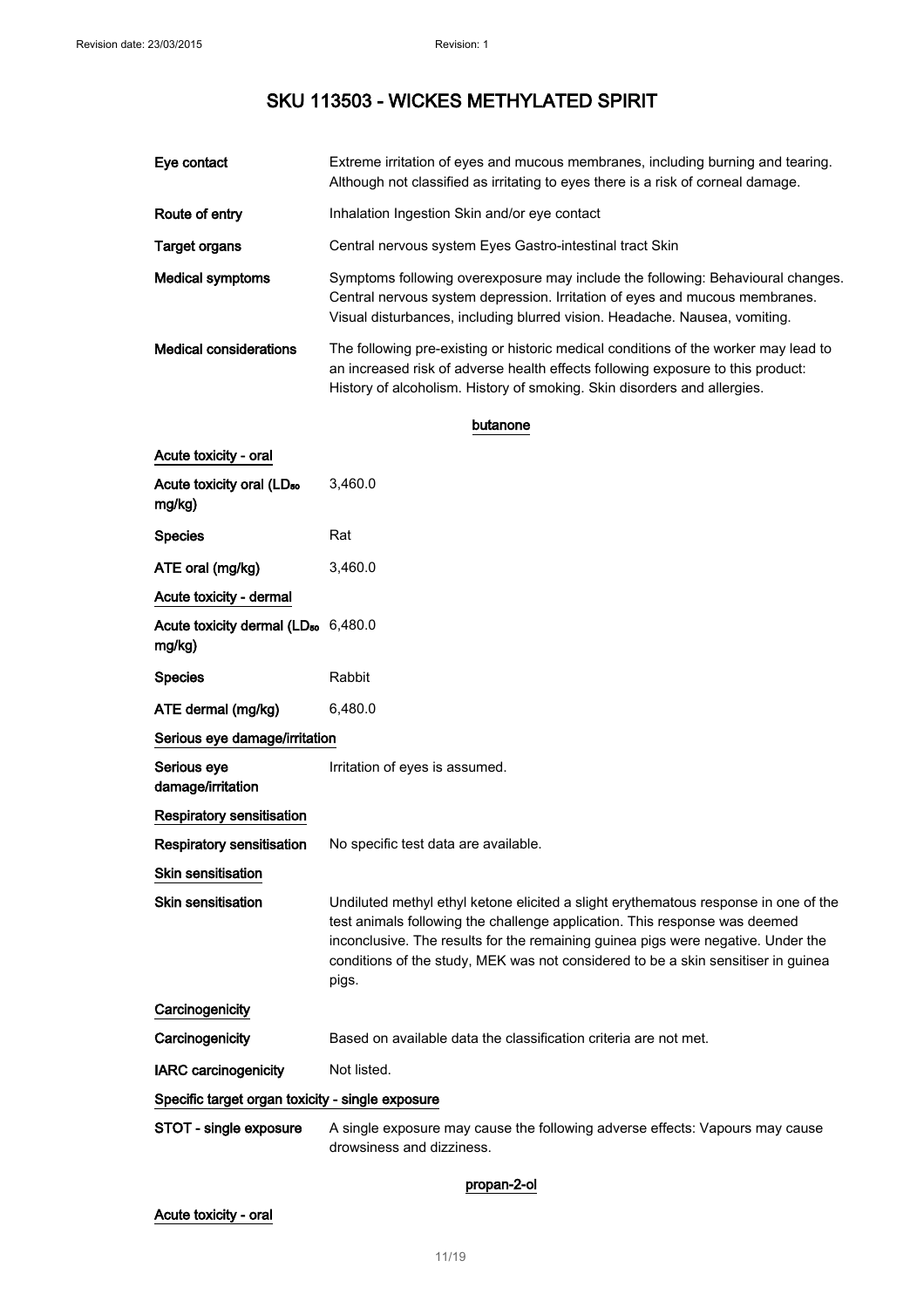# SKU 113503 - WICKES METHYLATED SPIRIT

| | |
|---|---|
| **Eye contact** | Extreme irritation of eyes and mucous membranes, including burning and tearing. Although not classified as irritating to eyes there is a risk of corneal damage. |
| **Route of entry** | Inhalation Ingestion Skin and/or eye contact |
| **Target organs** | Central nervous system Eyes Gastro-intestinal tract Skin |
| **Medical symptoms** | Symptoms following overexposure may include the following: Behavioural changes. Central nervous system depression. Irritation of eyes and mucous membranes. Visual disturbances, including blurred vision. Headache. Nausea, vomiting. |
| **Medical considerations** | The following pre-existing or historic medical conditions of the worker may lead to an increased risk of adverse health effects following exposure to this product: History of alcoholism. History of smoking. Skin disorders and allergies. |

### butanone

**Acute toxicity - oral**

| | |
|---|---|
| **Acute toxicity oral ($LD_{50}$ mg/kg)** | 3,460.0 |
| **Species** | Rat |
| **ATE oral (mg/kg)** | 3,460.0 |

**Acute toxicity - dermal**

| | |
|---|---|
| **Acute toxicity dermal ($LD_{50}$ mg/kg)** | 6,480.0 |
| **Species** | Rabbit |
| **ATE dermal (mg/kg)** | 6,480.0 |

**Serious eye damage/irritation**

| | |
|---|---|
| **Serious eye damage/irritation** | Irritation of eyes is assumed. |

**Respiratory sensitisation**

| | |
|---|---|
| **Respiratory sensitisation** | No specific test data are available. |

**Skin sensitisation**

| | |
|---|---|
| **Skin sensitisation** | Undiluted methyl ethyl ketone elicited a slight erythematous response in one of the test animals following the challenge application. This response was deemed inconclusive. The results for the remaining guinea pigs were negative. Under the conditions of the study, MEK was not considered to be a skin sensitiser in guinea pigs. |

**Carcinogenicity**

| | |
|---|---|
| **Carcinogenicity** | Based on available data the classification criteria are not met. |
| **IARC carcinogenicity** | Not listed. |

**Specific target organ toxicity - single exposure**

| | |
|---|---|
| **STOT - single exposure** | A single exposure may cause the following adverse effects: Vapours may cause drowsiness and dizziness. |

### propan-2-ol

**Acute toxicity - oral**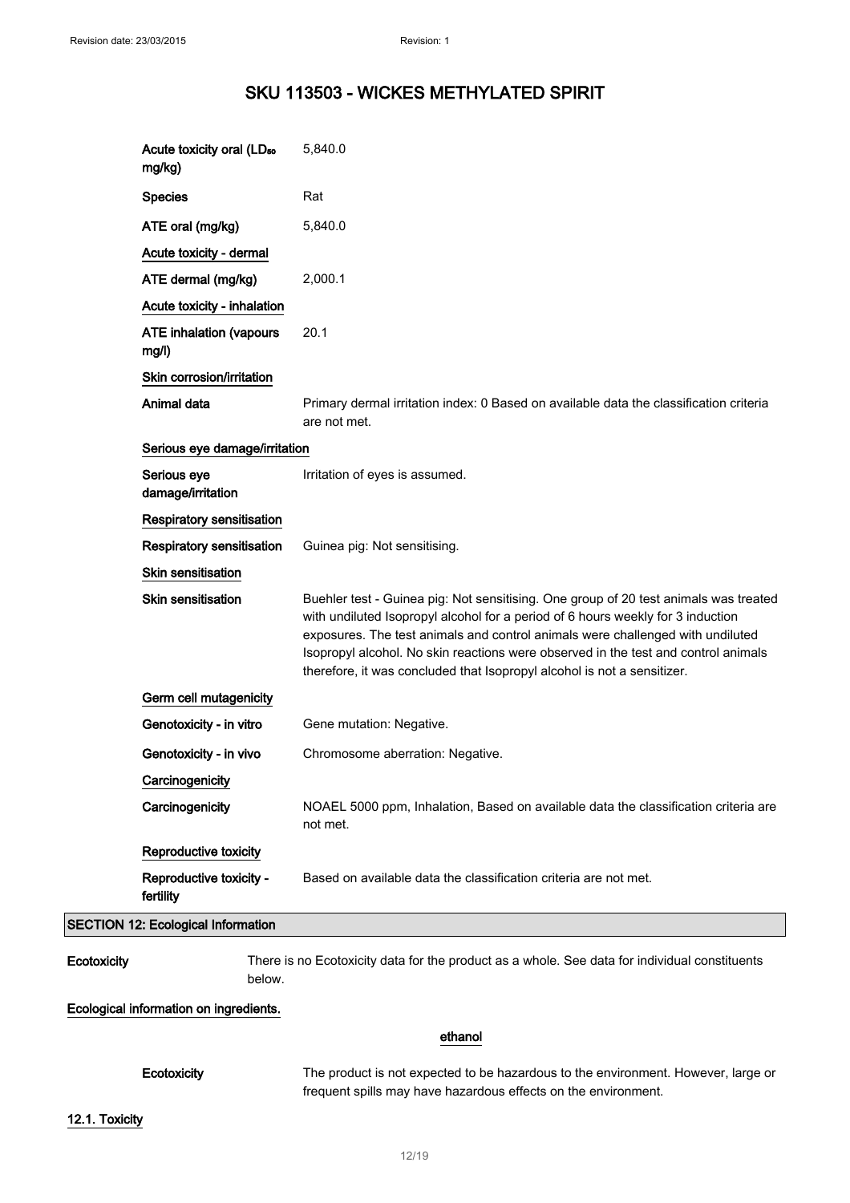| | |
|---|---|
| Acute toxicity oral ($LD_{50}$ mg/kg) | 5,840.0 |
| Species | Rat |
| ATE oral (mg/kg) | 5,840.0 |
| **Acute toxicity - dermal** | |
| ATE dermal (mg/kg) | 2,000.1 |
| **Acute toxicity - inhalation** | |
| ATE inhalation (vapours mg/l) | 20.1 |
| **Skin corrosion/irritation** | |
| Animal data | Primary dermal irritation index: 0 Based on available data the classification criteria are not met. |
| **Serious eye damage/irritation** | |
| Serious eye damage/irritation | Irritation of eyes is assumed. |
| **Respiratory sensitisation** | |
| Respiratory sensitisation | Guinea pig: Not sensitising. |
| **Skin sensitisation** | |
| Skin sensitisation | Buehler test - Guinea pig: Not sensitising. One group of 20 test animals was treated with undiluted Isopropyl alcohol for a period of 6 hours weekly for 3 induction exposures. The test animals and control animals were challenged with undiluted Isopropyl alcohol. No skin reactions were observed in the test and control animals therefore, it was concluded that Isopropyl alcohol is not a sensitizer. |
| **Germ cell mutagenicity** | |
| Genotoxicity - in vitro | Gene mutation: Negative. |
| Genotoxicity - in vivo | Chromosome aberration: Negative. |
| **Carcinogenicity** | |
| Carcinogenicity | NOAEL 5000 ppm, Inhalation, Based on available data the classification criteria are not met. |
| **Reproductive toxicity** | |
| Reproductive toxicity - fertility | Based on available data the classification criteria are not met. |

## SECTION 12: Ecological Information

**Ecotoxicity** There is no Ecotoxicity data for the product as a whole. See data for individual constituents below.

**Ecological information on ingredients.**

**ethanol**

**Ecotoxicity** The product is not expected to be hazardous to the environment. However, large or frequent spills may have hazardous effects on the environment.

### 12.1. Toxicity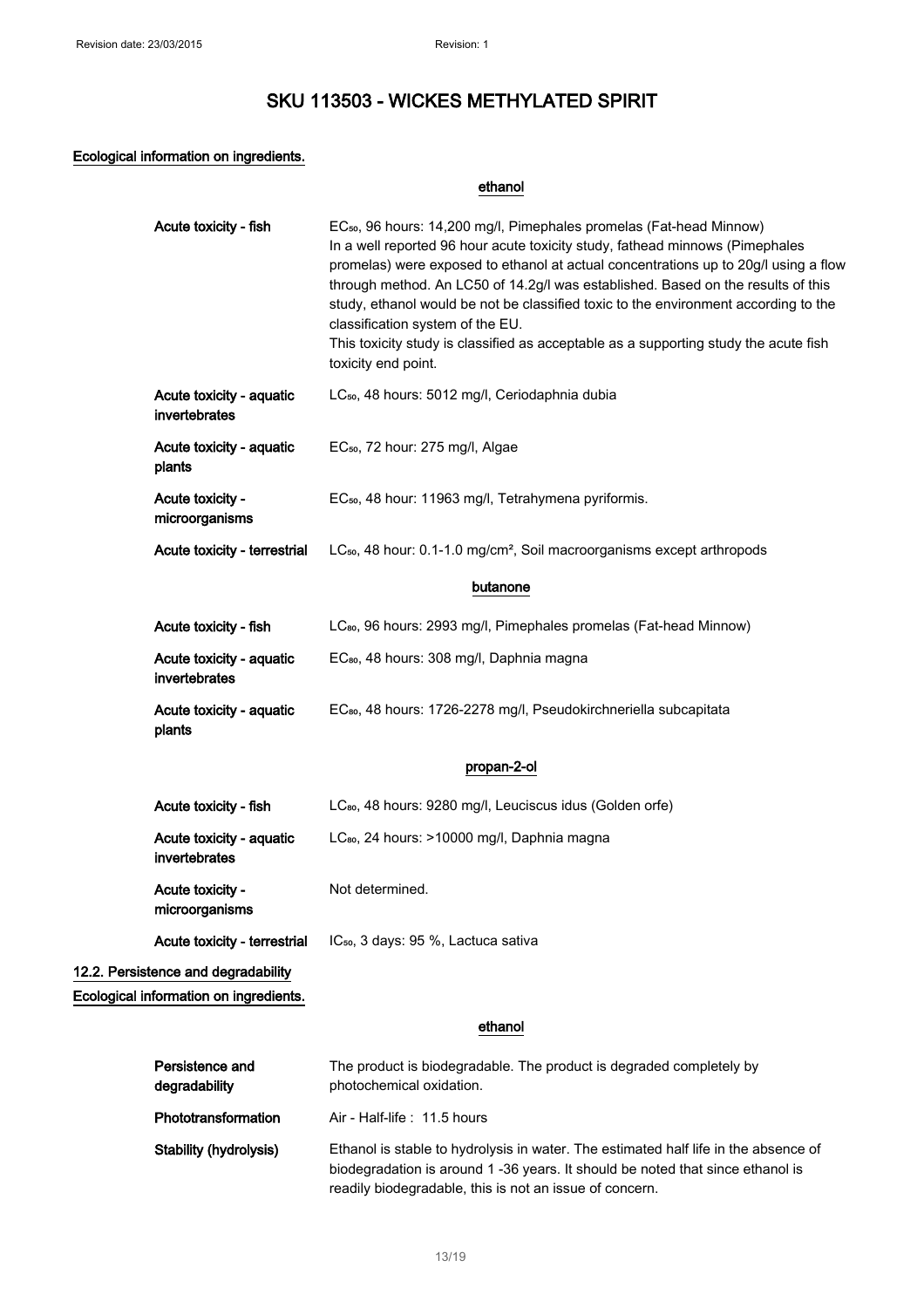# SKU 113503 - WICKES METHYLATED SPIRIT

**Ecological information on ingredients.**

**ethanol**

| | |
|---|---|
| **Acute toxicity - fish** | $EC_{50}$, 96 hours: 14,200 mg/l, Pimephales promelas (Fat-head Minnow)<br>In a well reported 96 hour acute toxicity study, fathead minnows (Pimephales promelas) were exposed to ethanol at actual concentrations up to 20g/l using a flow through method. An LC50 of 14.2g/l was established. Based on the results of this study, ethanol would be not be classified toxic to the environment according to the classification system of the EU.<br>This toxicity study is classified as acceptable as a supporting study the acute fish toxicity end point. |
| **Acute toxicity - aquatic invertebrates** | $LC_{50}$, 48 hours: 5012 mg/l, Ceriodaphnia dubia |
| **Acute toxicity - aquatic plants** | $EC_{50}$, 72 hour: 275 mg/l, Algae |
| **Acute toxicity - microorganisms** | $EC_{50}$, 48 hour: 11963 mg/l, Tetrahymena pyriformis. |
| **Acute toxicity - terrestrial** | $LC_{50}$, 48 hour: 0.1-1.0 mg/cm², Soil macroorganisms except arthropods |

**butanone**

| | |
|---|---|
| **Acute toxicity - fish** | $LC_{50}$, 96 hours: 2993 mg/l, Pimephales promelas (Fat-head Minnow) |
| **Acute toxicity - aquatic invertebrates** | $EC_{50}$, 48 hours: 308 mg/l, Daphnia magna |
| **Acute toxicity - aquatic plants** | $EC_{50}$, 48 hours: 1726-2278 mg/l, Pseudokirchneriella subcapitata |

**propan-2-ol**

| | |
|---|---|
| **Acute toxicity - fish** | $LC_{50}$, 48 hours: 9280 mg/l, Leuciscus idus (Golden orfe) |
| **Acute toxicity - aquatic invertebrates** | $LC_{50}$, 24 hours: >10000 mg/l, Daphnia magna |
| **Acute toxicity - microorganisms** | Not determined. |
| **Acute toxicity - terrestrial** | $IC_{50}$, 3 days: 95 %, Lactuca sativa |

## 12.2. Persistence and degradability

**Ecological information on ingredients.**

**ethanol**

| | |
|---|---|
| **Persistence and degradability** | The product is biodegradable. The product is degraded completely by photochemical oxidation. |
| **Phototransformation** | Air - Half-life : 11.5 hours |
| **Stability (hydrolysis)** | Ethanol is stable to hydrolysis in water. The estimated half life in the absence of biodegradation is around 1 -36 years. It should be noted that since ethanol is readily biodegradable, this is not an issue of concern. |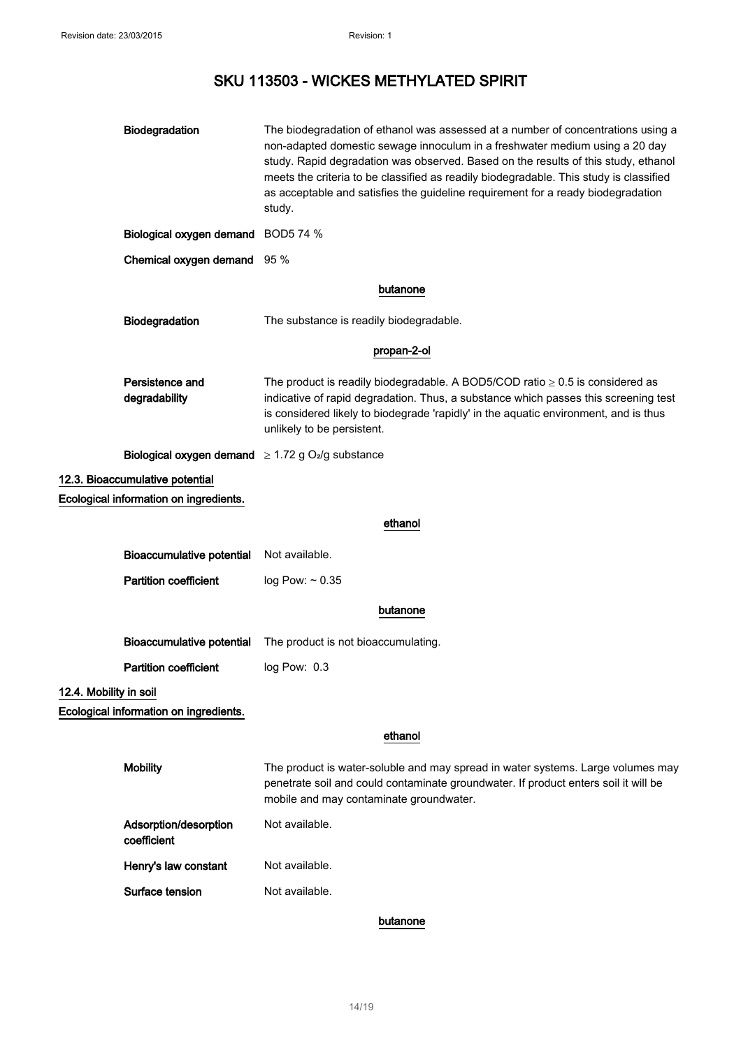| | |
|---|---|
| **Biodegradation** | The biodegradation of ethanol was assessed at a number of concentrations using a non-adapted domestic sewage innoculum in a freshwater medium using a 20 day study. Rapid degradation was observed. Based on the results of this study, ethanol meets the criteria to be classified as readily biodegradable. This study is classified as acceptable and satisfies the guideline requirement for a ready biodegradation study. |
| **Biological oxygen demand** | BOD5 74 % |
| **Chemical oxygen demand** | 95 % |

**butanone**

| | |
|---|---|
| **Biodegradation** | The substance is readily biodegradable. |

**propan-2-ol**

| | |
|---|---|
| **Persistence and degradability** | The product is readily biodegradable. A BOD5/COD ratio ≥ 0.5 is considered as indicative of rapid degradation. Thus, a substance which passes this screening test is considered likely to biodegrade 'rapidly' in the aquatic environment, and is thus unlikely to be persistent. |
| **Biological oxygen demand** | ≥ 1.72 g $O_2$/g substance |

## 12.3. Bioaccumulative potential

**Ecological information on ingredients.**

**ethanol**

| | |
|---|---|
| **Bioaccumulative potential** | Not available. |
| **Partition coefficient** | log Pow: ~ 0.35 |

**butanone**

| | |
|---|---|
| **Bioaccumulative potential** | The product is not bioaccumulating. |
| **Partition coefficient** | log Pow: 0.3 |

## 12.4. Mobility in soil

**Ecological information on ingredients.**

**ethanol**

| | |
|---|---|
| **Mobility** | The product is water-soluble and may spread in water systems. Large volumes may penetrate soil and could contaminate groundwater. If product enters soil it will be mobile and may contaminate groundwater. |
| **Adsorption/desorption coefficient** | Not available. |
| **Henry's law constant** | Not available. |
| **Surface tension** | Not available. |

**butanone**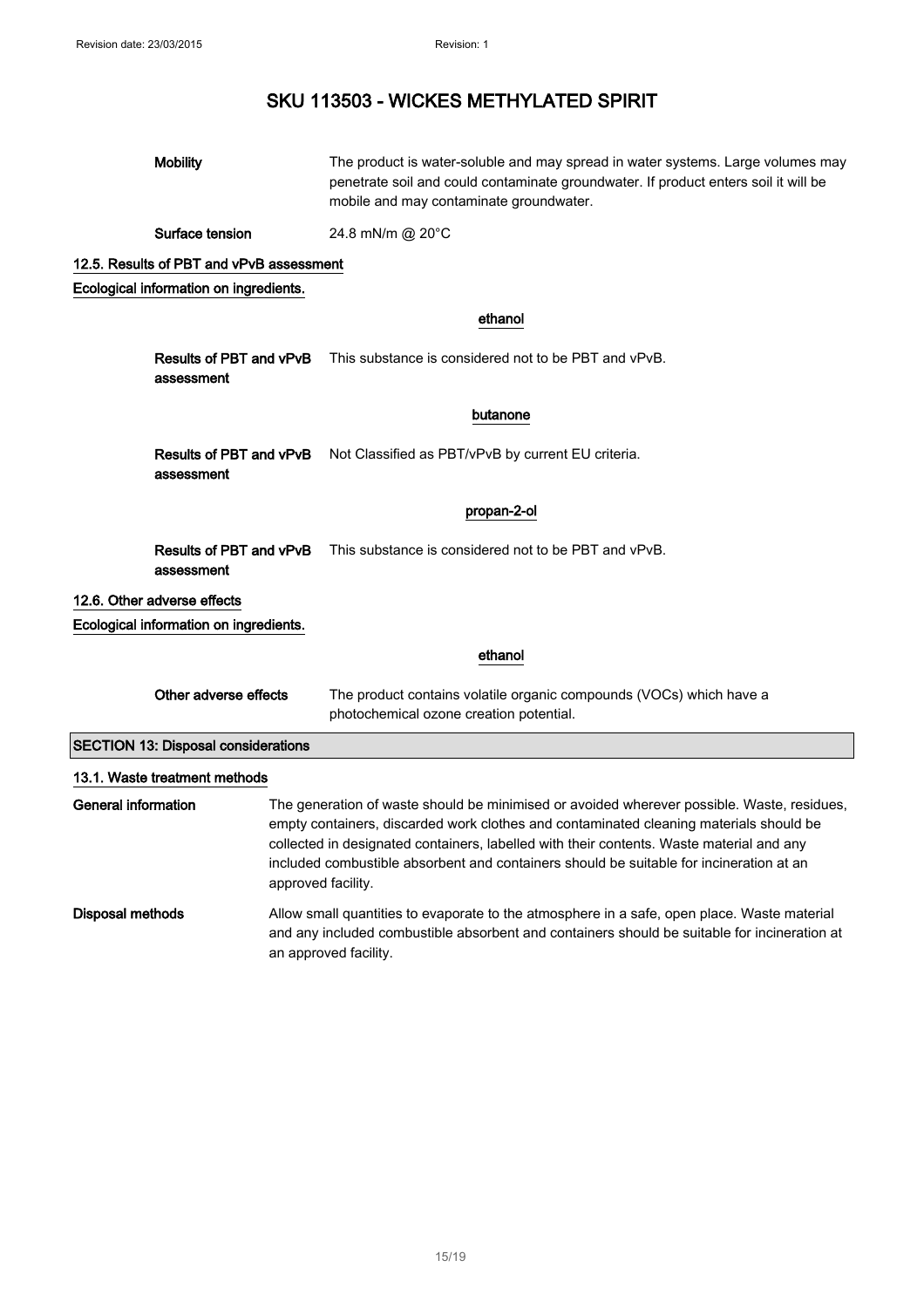# SKU 113503 - WICKES METHYLATED SPIRIT

**Mobility** The product is water-soluble and may spread in water systems. Large volumes may penetrate soil and could contaminate groundwater. If product enters soil it will be mobile and may contaminate groundwater.

**Surface tension** 24.8 mN/m @ 20°C

### 12.5. Results of PBT and vPvB assessment

**Ecological information on ingredients.**

**ethanol**

**Results of PBT and vPvB assessment** This substance is considered not to be PBT and vPvB.

**butanone**

**Results of PBT and vPvB assessment** Not Classified as PBT/vPvB by current EU criteria.

**propan-2-ol**

**Results of PBT and vPvB assessment** This substance is considered not to be PBT and vPvB.

### 12.6. Other adverse effects

**Ecological information on ingredients.**

**ethanol**

**Other adverse effects** The product contains volatile organic compounds (VOCs) which have a photochemical ozone creation potential.

## SECTION 13: Disposal considerations

### 13.1. Waste treatment methods

**General information** The generation of waste should be minimised or avoided wherever possible. Waste, residues, empty containers, discarded work clothes and contaminated cleaning materials should be collected in designated containers, labelled with their contents. Waste material and any included combustible absorbent and containers should be suitable for incineration at an approved facility.

**Disposal methods** Allow small quantities to evaporate to the atmosphere in a safe, open place. Waste material and any included combustible absorbent and containers should be suitable for incineration at an approved facility.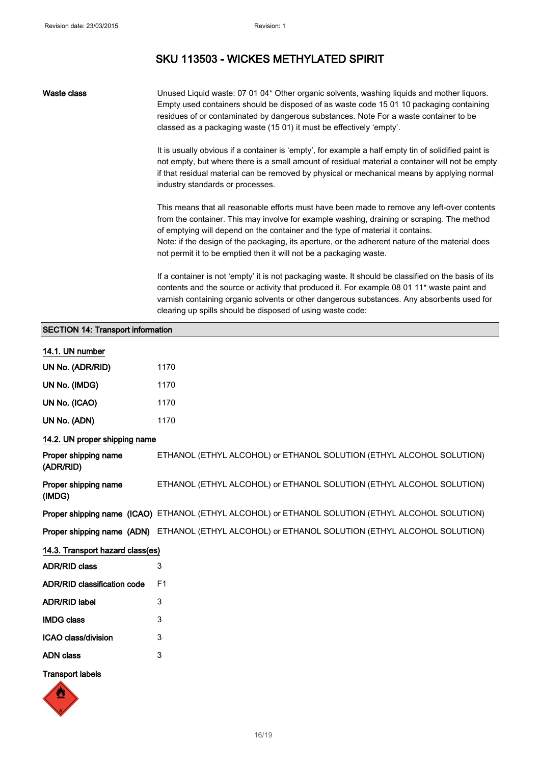**Waste class**

Unused Liquid waste: 07 01 04* Other organic solvents, washing liquids and mother liquors. Empty used containers should be disposed of as waste code 15 01 10 packaging containing residues of or contaminated by dangerous substances. Note For a waste container to be classed as a packaging waste (15 01) it must be effectively 'empty'.

It is usually obvious if a container is 'empty', for example a half empty tin of solidified paint is not empty, but where there is a small amount of residual material a container will not be empty if that residual material can be removed by physical or mechanical means by applying normal industry standards or processes.

This means that all reasonable efforts must have been made to remove any left-over contents from the container. This may involve for example washing, draining or scraping. The method of emptying will depend on the container and the type of material it contains.
Note: if the design of the packaging, its aperture, or the adherent nature of the material does not permit it to be emptied then it will not be a packaging waste.

If a container is not 'empty' it is not packaging waste. It should be classified on the basis of its contents and the source or activity that produced it. For example 08 01 11* waste paint and varnish containing organic solvents or other dangerous substances. Any absorbents used for clearing up spills should be disposed of using waste code:

## SECTION 14: Transport information

### 14.1. UN number

| | |
|---|---|
| **UN No. (ADR/RID)** | 1170 |
| **UN No. (IMDG)** | 1170 |
| **UN No. (ICAO)** | 1170 |
| **UN No. (ADN)** | 1170 |

### 14.2. UN proper shipping name

| | |
|---|---|
| **Proper shipping name (ADR/RID)** | ETHANOL (ETHYL ALCOHOL) or ETHANOL SOLUTION (ETHYL ALCOHOL SOLUTION) |
| **Proper shipping name (IMDG)** | ETHANOL (ETHYL ALCOHOL) or ETHANOL SOLUTION (ETHYL ALCOHOL SOLUTION) |
| **Proper shipping name (ICAO)** | ETHANOL (ETHYL ALCOHOL) or ETHANOL SOLUTION (ETHYL ALCOHOL SOLUTION) |
| **Proper shipping name (ADN)** | ETHANOL (ETHYL ALCOHOL) or ETHANOL SOLUTION (ETHYL ALCOHOL SOLUTION) |

### 14.3. Transport hazard class(es)

| | |
|---|---|
| **ADR/RID class** | 3 |
| **ADR/RID classification code** | F1 |
| **ADR/RID label** | 3 |
| **IMDG class** | 3 |
| **ICAO class/division** | 3 |
| **ADN class** | 3 |

**Transport labels**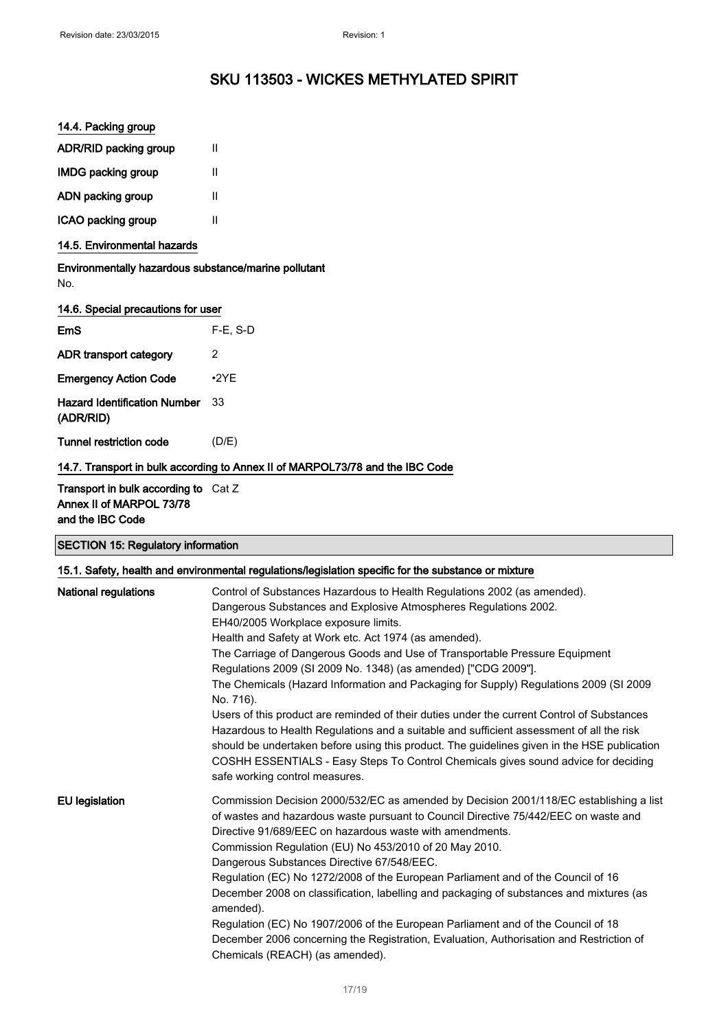# SKU 113503 - WICKES METHYLATED SPIRIT

### 14.4. Packing group

| | |
|---|---|
| **ADR/RID packing group** | II |
| **IMDG packing group** | II |
| **ADN packing group** | II |
| **ICAO packing group** | II |

### 14.5. Environmental hazards

**Environmentally hazardous substance/marine pollutant**

No.

### 14.6. Special precautions for user

| | |
|---|---|
| **EmS** | F-E, S-D |
| **ADR transport category** | 2 |
| **Emergency Action Code** | •2YE |
| **Hazard Identification Number (ADR/RID)** | 33 |
| **Tunnel restriction code** | (D/E) |

### 14.7. Transport in bulk according to Annex II of MARPOL73/78 and the IBC Code

| | |
|---|---|
| **Transport in bulk according to Annex II of MARPOL 73/78 and the IBC Code** | Cat Z |

## SECTION 15: Regulatory information

### 15.1. Safety, health and environmental regulations/legislation specific for the substance or mixture

**National regulations**

Control of Substances Hazardous to Health Regulations 2002 (as amended).
Dangerous Substances and Explosive Atmospheres Regulations 2002.
EH40/2005 Workplace exposure limits.
Health and Safety at Work etc. Act 1974 (as amended).
The Carriage of Dangerous Goods and Use of Transportable Pressure Equipment Regulations 2009 (SI 2009 No. 1348) (as amended) ["CDG 2009"].
The Chemicals (Hazard Information and Packaging for Supply) Regulations 2009 (SI 2009 No. 716).
Users of this product are reminded of their duties under the current Control of Substances Hazardous to Health Regulations and a suitable and sufficient assessment of all the risk should be undertaken before using this product. The guidelines given in the HSE publication COSHH ESSENTIALS - Easy Steps To Control Chemicals gives sound advice for deciding safe working control measures.

**EU legislation**

Commission Decision 2000/532/EC as amended by Decision 2001/118/EC establishing a list of wastes and hazardous waste pursuant to Council Directive 75/442/EEC on waste and Directive 91/689/EEC on hazardous waste with amendments.
Commission Regulation (EU) No 453/2010 of 20 May 2010.
Dangerous Substances Directive 67/548/EEC.
Regulation (EC) No 1272/2008 of the European Parliament and of the Council of 16 December 2008 on classification, labelling and packaging of substances and mixtures (as amended).
Regulation (EC) No 1907/2006 of the European Parliament and of the Council of 18 December 2006 concerning the Registration, Evaluation, Authorisation and Restriction of Chemicals (REACH) (as amended).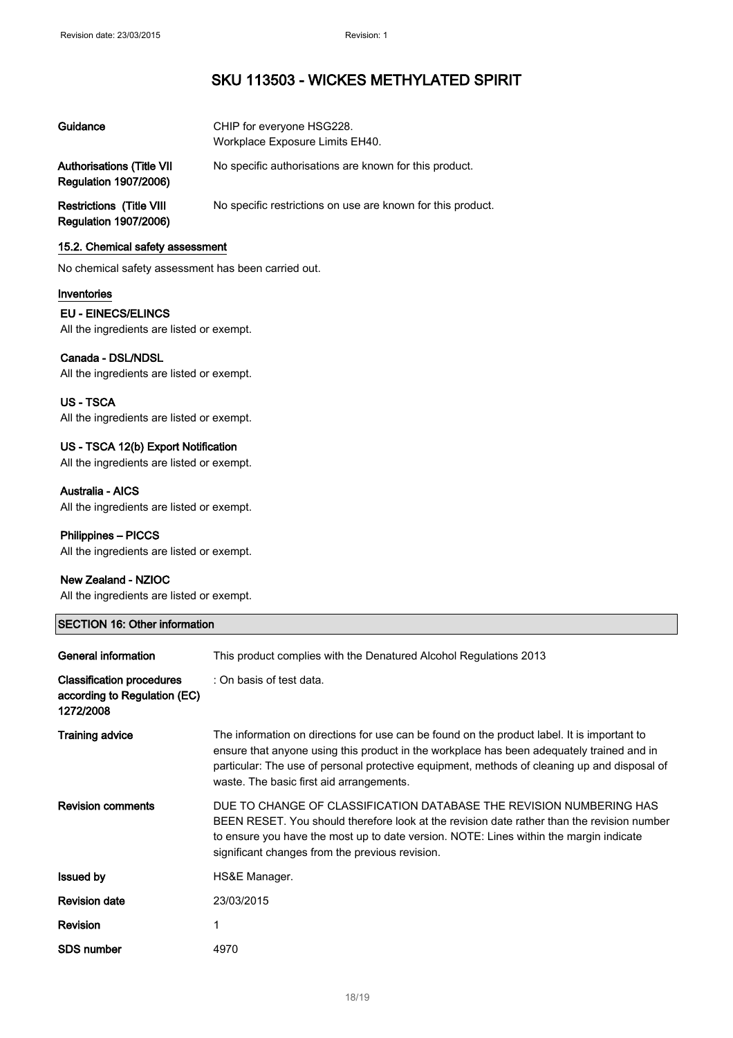# SKU 113503 - WICKES METHYLATED SPIRIT

| | |
|---|---|
| **Guidance** | CHIP for everyone HSG228.<br>Workplace Exposure Limits EH40. |
| **Authorisations (Title VII Regulation 1907/2006)** | No specific authorisations are known for this product. |
| **Restrictions (Title VIII Regulation 1907/2006)** | No specific restrictions on use are known for this product. |

### 15.2. Chemical safety assessment

No chemical safety assessment has been carried out.

### Inventories

**EU - EINECS/ELINCS**
All the ingredients are listed or exempt.

**Canada - DSL/NDSL**
All the ingredients are listed or exempt.

**US - TSCA**
All the ingredients are listed or exempt.

**US - TSCA 12(b) Export Notification**
All the ingredients are listed or exempt.

**Australia - AICS**
All the ingredients are listed or exempt.

**Philippines – PICCS**
All the ingredients are listed or exempt.

**New Zealand - NZIOC**
All the ingredients are listed or exempt.

## SECTION 16: Other information

| | |
|---|---|
| **General information** | This product complies with the Denatured Alcohol Regulations 2013 |
| **Classification procedures according to Regulation (EC) 1272/2008** | : On basis of test data. |
| **Training advice** | The information on directions for use can be found on the product label. It is important to ensure that anyone using this product in the workplace has been adequately trained and in particular: The use of personal protective equipment, methods of cleaning up and disposal of waste. The basic first aid arrangements. |
| **Revision comments** | DUE TO CHANGE OF CLASSIFICATION DATABASE THE REVISION NUMBERING HAS BEEN RESET. You should therefore look at the revision date rather than the revision number to ensure you have the most up to date version. NOTE: Lines within the margin indicate significant changes from the previous revision. |
| **Issued by** | HS&E Manager. |
| **Revision date** | 23/03/2015 |
| **Revision** | 1 |
| **SDS number** | 4970 |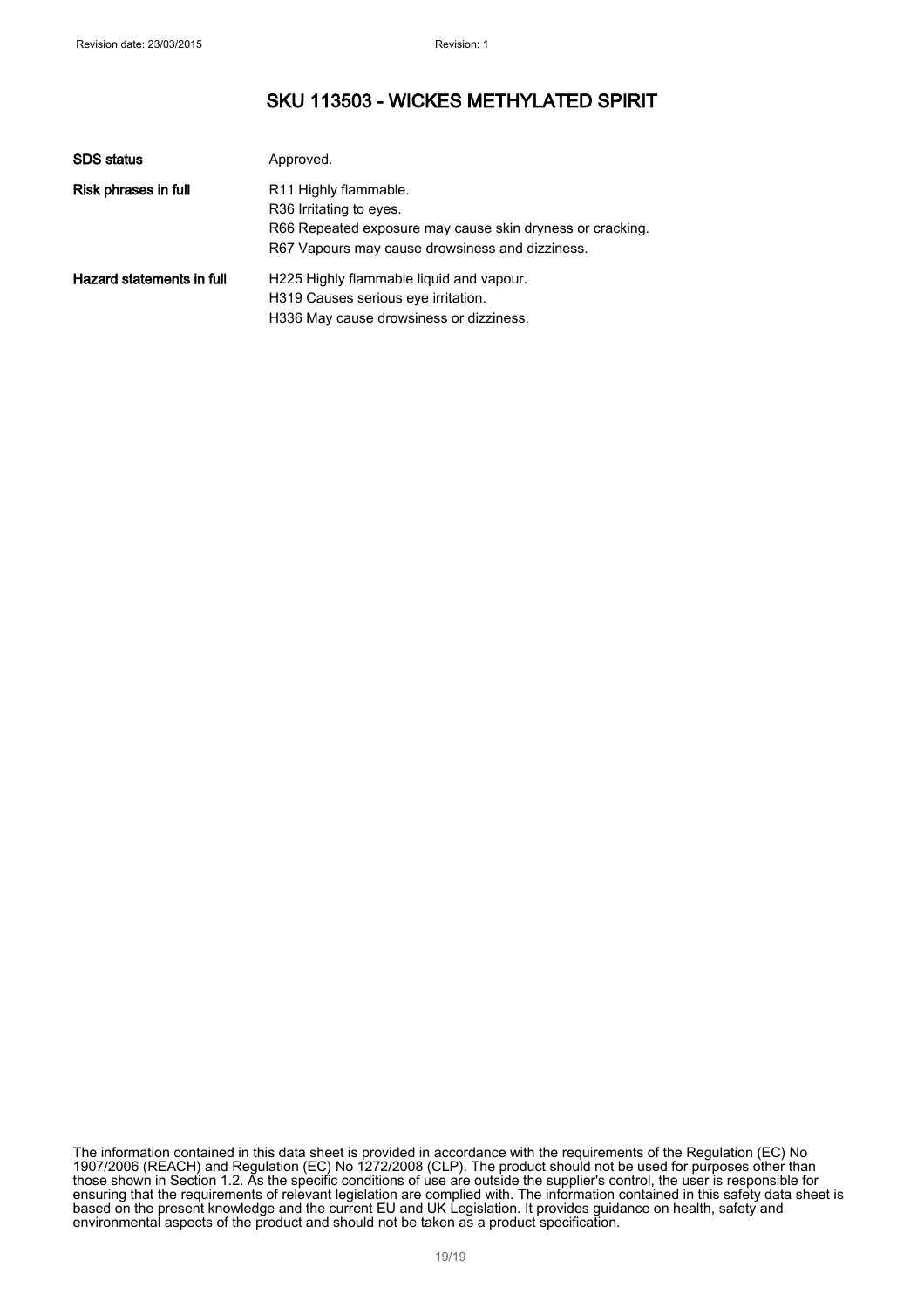# SKU 113503 - WICKES METHYLATED SPIRIT

| | |
|---|---|
| **SDS status** | Approved. |
| **Risk phrases in full** | R11 Highly flammable.<br>R36 Irritating to eyes.<br>R66 Repeated exposure may cause skin dryness or cracking.<br>R67 Vapours may cause drowsiness and dizziness. |
| **Hazard statements in full** | H225 Highly flammable liquid and vapour.<br>H319 Causes serious eye irritation.<br>H336 May cause drowsiness or dizziness. |

The information contained in this data sheet is provided in accordance with the requirements of the Regulation (EC) No 1907/2006 (REACH) and Regulation (EC) No 1272/2008 (CLP). The product should not be used for purposes other than those shown in Section 1.2. As the specific conditions of use are outside the supplier's control, the user is responsible for ensuring that the requirements of relevant legislation are complied with. The information contained in this safety data sheet is based on the present knowledge and the current EU and UK Legislation. It provides guidance on health, safety and environmental aspects of the product and should not be taken as a product specification.